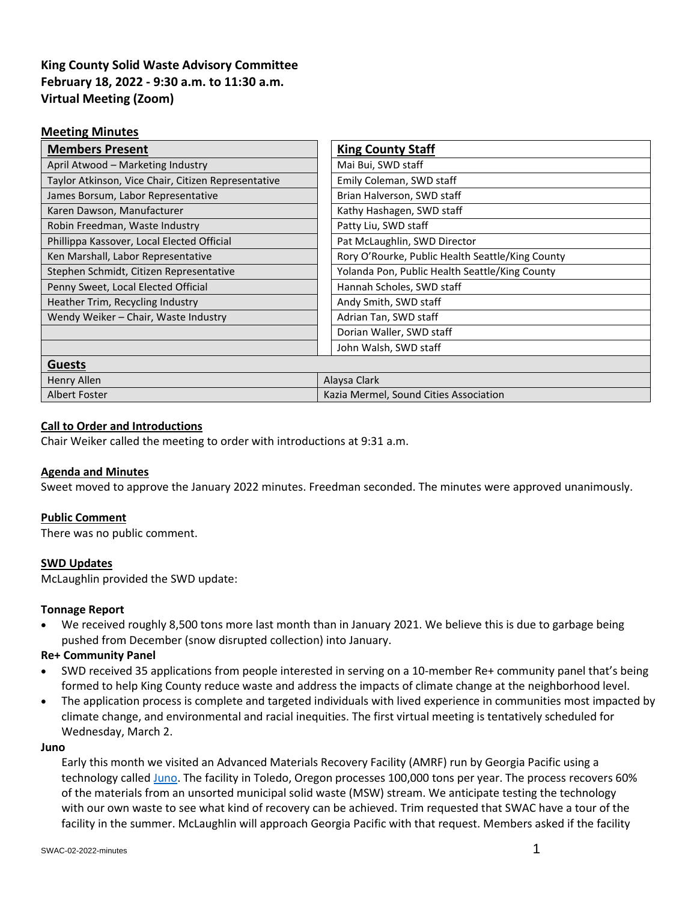**King County Solid Waste Advisory Committee**
**February 18, 2022 - 9:30 a.m. to 11:30 a.m.**
**Virtual Meeting (Zoom)**

## Meeting Minutes

| Members Present | King County Staff |
|---|---|
| April Atwood – Marketing Industry | Mai Bui, SWD staff |
| Taylor Atkinson, Vice Chair, Citizen Representative | Emily Coleman, SWD staff |
| James Borsum, Labor Representative | Brian Halverson, SWD staff |
| Karen Dawson, Manufacturer | Kathy Hashagen, SWD staff |
| Robin Freedman, Waste Industry | Patty Liu, SWD staff |
| Phillippa Kassover, Local Elected Official | Pat McLaughlin, SWD Director |
| Ken Marshall, Labor Representative | Rory O'Rourke, Public Health Seattle/King County |
| Stephen Schmidt, Citizen Representative | Yolanda Pon, Public Health Seattle/King County |
| Penny Sweet, Local Elected Official | Hannah Scholes, SWD staff |
| Heather Trim, Recycling Industry | Andy Smith, SWD staff |
| Wendy Weiker – Chair, Waste Industry | Adrian Tan, SWD staff |
| | Dorian Waller, SWD staff |
| | John Walsh, SWD staff |
| **Guests** | |
| Henry Allen | Alaysa Clark |
| Albert Foster | Kazia Mermel, Sound Cities Association |

### Call to Order and Introductions

Chair Weiker called the meeting to order with introductions at 9:31 a.m.

### Agenda and Minutes

Sweet moved to approve the January 2022 minutes. Freedman seconded. The minutes were approved unanimously.

### Public Comment

There was no public comment.

### SWD Updates

McLaughlin provided the SWD update:

**Tonnage Report**

- We received roughly 8,500 tons more last month than in January 2021. We believe this is due to garbage being pushed from December (snow disrupted collection) into January.

**Re+ Community Panel**

- SWD received 35 applications from people interested in serving on a 10-member Re+ community panel that's being formed to help King County reduce waste and address the impacts of climate change at the neighborhood level.
- The application process is complete and targeted individuals with lived experience in communities most impacted by climate change, and environmental and racial inequities. The first virtual meeting is tentatively scheduled for Wednesday, March 2.

**Juno**

Early this month we visited an Advanced Materials Recovery Facility (AMRF) run by Georgia Pacific using a technology called Juno. The facility in Toledo, Oregon processes 100,000 tons per year. The process recovers 60% of the materials from an unsorted municipal solid waste (MSW) stream. We anticipate testing the technology with our own waste to see what kind of recovery can be achieved. Trim requested that SWAC have a tour of the facility in the summer. McLaughlin will approach Georgia Pacific with that request. Members asked if the facility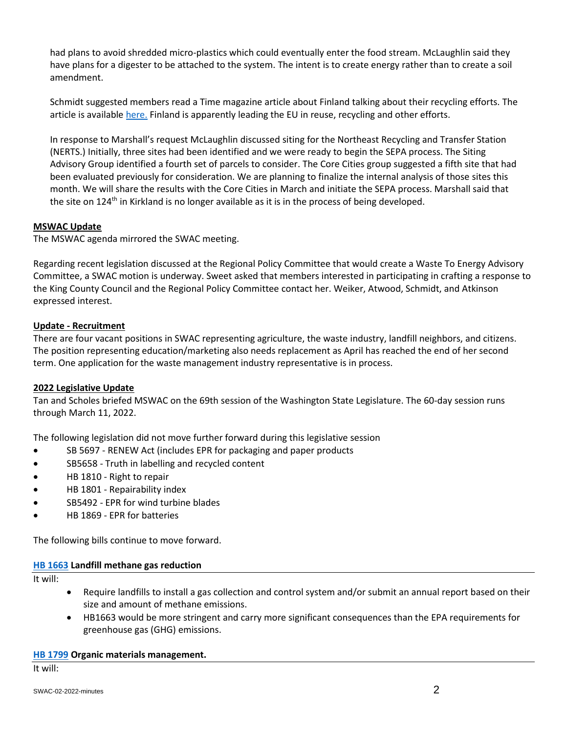had plans to avoid shredded micro-plastics which could eventually enter the food stream. McLaughlin said they have plans for a digester to be attached to the system. The intent is to create energy rather than to create a soil amendment.

Schmidt suggested members read a Time magazine article about Finland talking about their recycling efforts. The article is available [here.](#) Finland is apparently leading the EU in reuse, recycling and other efforts.

In response to Marshall's request McLaughlin discussed siting for the Northeast Recycling and Transfer Station (NERTS.) Initially, three sites had been identified and we were ready to begin the SEPA process. The Siting Advisory Group identified a fourth set of parcels to consider. The Core Cities group suggested a fifth site that had been evaluated previously for consideration. We are planning to finalize the internal analysis of those sites this month. We will share the results with the Core Cities in March and initiate the SEPA process. Marshall said that the site on 124th in Kirkland is no longer available as it is in the process of being developed.

**MSWAC Update**

The MSWAC agenda mirrored the SWAC meeting.

Regarding recent legislation discussed at the Regional Policy Committee that would create a Waste To Energy Advisory Committee, a SWAC motion is underway. Sweet asked that members interested in participating in crafting a response to the King County Council and the Regional Policy Committee contact her. Weiker, Atwood, Schmidt, and Atkinson expressed interest.

**Update - Recruitment**

There are four vacant positions in SWAC representing agriculture, the waste industry, landfill neighbors, and citizens. The position representing education/marketing also needs replacement as April has reached the end of her second term. One application for the waste management industry representative is in process.

**2022 Legislative Update**

Tan and Scholes briefed MSWAC on the 69th session of the Washington State Legislature. The 60-day session runs through March 11, 2022.

The following legislation did not move further forward during this legislative session

- SB 5697 - RENEW Act (includes EPR for packaging and paper products
- SB5658 - Truth in labelling and recycled content
- HB 1810 - Right to repair
- HB 1801 - Repairability index
- SB5492 - EPR for wind turbine blades
- HB 1869 - EPR for batteries

The following bills continue to move forward.

**[HB 1663](#) Landfill methane gas reduction**

It will:

- Require landfills to install a gas collection and control system and/or submit an annual report based on their size and amount of methane emissions.
- HB1663 would be more stringent and carry more significant consequences than the EPA requirements for greenhouse gas (GHG) emissions.

**[HB 1799](#) Organic materials management.**

It will: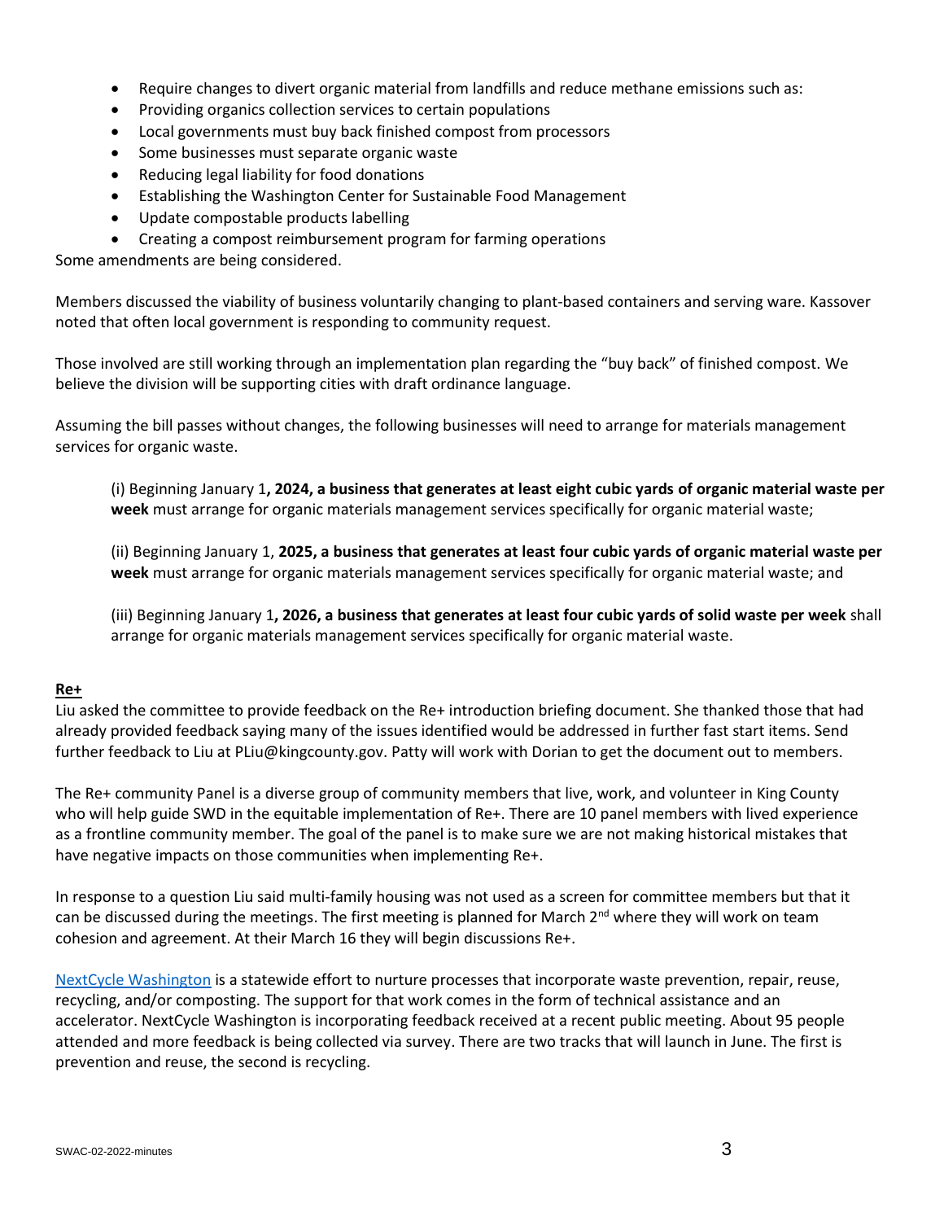- Require changes to divert organic material from landfills and reduce methane emissions such as:
- Providing organics collection services to certain populations
- Local governments must buy back finished compost from processors
- Some businesses must separate organic waste
- Reducing legal liability for food donations
- Establishing the Washington Center for Sustainable Food Management
- Update compostable products labelling
- Creating a compost reimbursement program for farming operations

Some amendments are being considered.

Members discussed the viability of business voluntarily changing to plant-based containers and serving ware. Kassover noted that often local government is responding to community request.

Those involved are still working through an implementation plan regarding the "buy back" of finished compost. We believe the division will be supporting cities with draft ordinance language.

Assuming the bill passes without changes, the following businesses will need to arrange for materials management services for organic waste.

> (i) Beginning January 1**, 2024, a business that generates at least eight cubic yards of organic material waste per week** must arrange for organic materials management services specifically for organic material waste;
>
> (ii) Beginning January 1, **2025, a business that generates at least four cubic yards of organic material waste per week** must arrange for organic materials management services specifically for organic material waste; and
>
> (iii) Beginning January 1**, 2026, a business that generates at least four cubic yards of solid waste per week** shall arrange for organic materials management services specifically for organic material waste.

**Re+**

Liu asked the committee to provide feedback on the Re+ introduction briefing document. She thanked those that had already provided feedback saying many of the issues identified would be addressed in further fast start items. Send further feedback to Liu at PLiu@kingcounty.gov. Patty will work with Dorian to get the document out to members.

The Re+ community Panel is a diverse group of community members that live, work, and volunteer in King County who will help guide SWD in the equitable implementation of Re+. There are 10 panel members with lived experience as a frontline community member. The goal of the panel is to make sure we are not making historical mistakes that have negative impacts on those communities when implementing Re+.

In response to a question Liu said multi-family housing was not used as a screen for committee members but that it can be discussed during the meetings. The first meeting is planned for March 2nd where they will work on team cohesion and agreement. At their March 16 they will begin discussions Re+.

NextCycle Washington is a statewide effort to nurture processes that incorporate waste prevention, repair, reuse, recycling, and/or composting. The support for that work comes in the form of technical assistance and an accelerator. NextCycle Washington is incorporating feedback received at a recent public meeting. About 95 people attended and more feedback is being collected via survey. There are two tracks that will launch in June. The first is prevention and reuse, the second is recycling.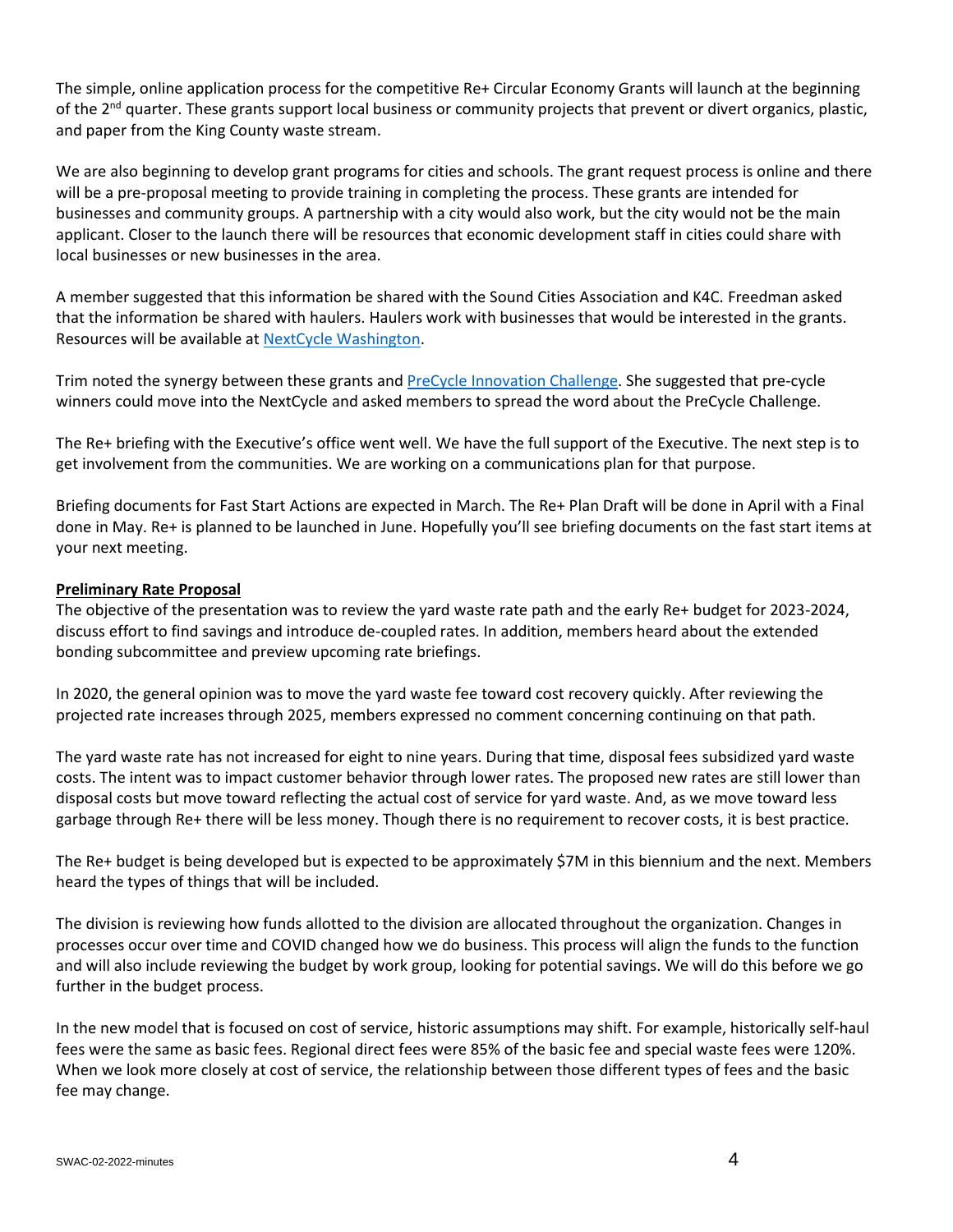The simple, online application process for the competitive Re+ Circular Economy Grants will launch at the beginning of the 2nd quarter. These grants support local business or community projects that prevent or divert organics, plastic, and paper from the King County waste stream.

We are also beginning to develop grant programs for cities and schools. The grant request process is online and there will be a pre-proposal meeting to provide training in completing the process. These grants are intended for businesses and community groups. A partnership with a city would also work, but the city would not be the main applicant. Closer to the launch there will be resources that economic development staff in cities could share with local businesses or new businesses in the area.

A member suggested that this information be shared with the Sound Cities Association and K4C. Freedman asked that the information be shared with haulers. Haulers work with businesses that would be interested in the grants. Resources will be available at NextCycle Washington.

Trim noted the synergy between these grants and PreCycle Innovation Challenge. She suggested that pre-cycle winners could move into the NextCycle and asked members to spread the word about the PreCycle Challenge.

The Re+ briefing with the Executive's office went well. We have the full support of the Executive. The next step is to get involvement from the communities. We are working on a communications plan for that purpose.

Briefing documents for Fast Start Actions are expected in March. The Re+ Plan Draft will be done in April with a Final done in May. Re+ is planned to be launched in June. Hopefully you'll see briefing documents on the fast start items at your next meeting.

**Preliminary Rate Proposal**

The objective of the presentation was to review the yard waste rate path and the early Re+ budget for 2023-2024, discuss effort to find savings and introduce de-coupled rates. In addition, members heard about the extended bonding subcommittee and preview upcoming rate briefings.

In 2020, the general opinion was to move the yard waste fee toward cost recovery quickly. After reviewing the projected rate increases through 2025, members expressed no comment concerning continuing on that path.

The yard waste rate has not increased for eight to nine years. During that time, disposal fees subsidized yard waste costs. The intent was to impact customer behavior through lower rates. The proposed new rates are still lower than disposal costs but move toward reflecting the actual cost of service for yard waste. And, as we move toward less garbage through Re+ there will be less money. Though there is no requirement to recover costs, it is best practice.

The Re+ budget is being developed but is expected to be approximately $7M in this biennium and the next. Members heard the types of things that will be included.

The division is reviewing how funds allotted to the division are allocated throughout the organization. Changes in processes occur over time and COVID changed how we do business. This process will align the funds to the function and will also include reviewing the budget by work group, looking for potential savings. We will do this before we go further in the budget process.

In the new model that is focused on cost of service, historic assumptions may shift. For example, historically self-haul fees were the same as basic fees. Regional direct fees were 85% of the basic fee and special waste fees were 120%. When we look more closely at cost of service, the relationship between those different types of fees and the basic fee may change.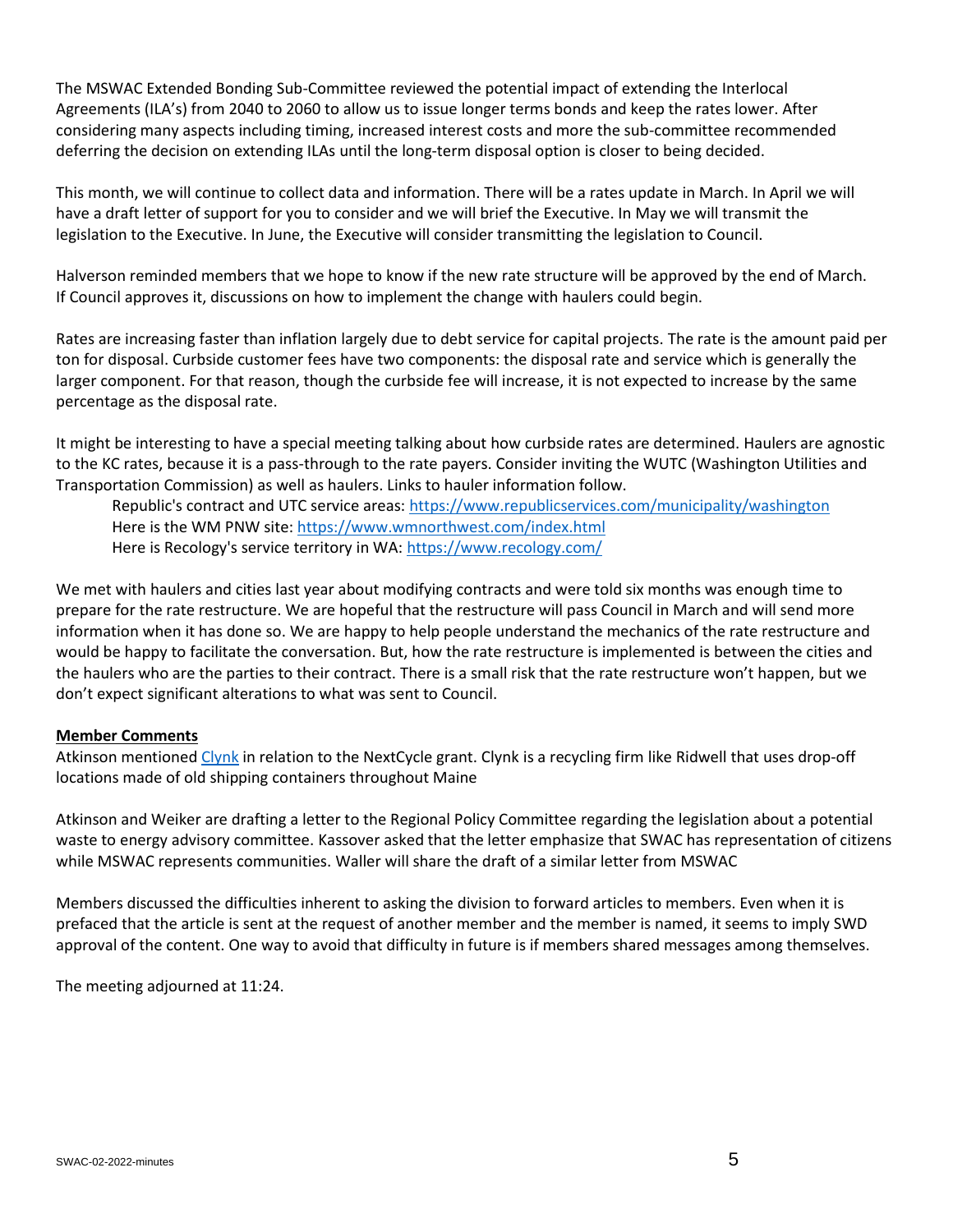The MSWAC Extended Bonding Sub-Committee reviewed the potential impact of extending the Interlocal Agreements (ILA's) from 2040 to 2060 to allow us to issue longer terms bonds and keep the rates lower. After considering many aspects including timing, increased interest costs and more the sub-committee recommended deferring the decision on extending ILAs until the long-term disposal option is closer to being decided.

This month, we will continue to collect data and information. There will be a rates update in March. In April we will have a draft letter of support for you to consider and we will brief the Executive. In May we will transmit the legislation to the Executive. In June, the Executive will consider transmitting the legislation to Council.

Halverson reminded members that we hope to know if the new rate structure will be approved by the end of March. If Council approves it, discussions on how to implement the change with haulers could begin.

Rates are increasing faster than inflation largely due to debt service for capital projects. The rate is the amount paid per ton for disposal. Curbside customer fees have two components: the disposal rate and service which is generally the larger component. For that reason, though the curbside fee will increase, it is not expected to increase by the same percentage as the disposal rate.

It might be interesting to have a special meeting talking about how curbside rates are determined. Haulers are agnostic to the KC rates, because it is a pass-through to the rate payers. Consider inviting the WUTC (Washington Utilities and Transportation Commission) as well as haulers. Links to hauler information follow.

> Republic's contract and UTC service areas: https://www.republicservices.com/municipality/washington
> Here is the WM PNW site: https://www.wmnorthwest.com/index.html
> Here is Recology's service territory in WA: https://www.recology.com/

We met with haulers and cities last year about modifying contracts and were told six months was enough time to prepare for the rate restructure. We are hopeful that the restructure will pass Council in March and will send more information when it has done so. We are happy to help people understand the mechanics of the rate restructure and would be happy to facilitate the conversation. But, how the rate restructure is implemented is between the cities and the haulers who are the parties to their contract. There is a small risk that the rate restructure won't happen, but we don't expect significant alterations to what was sent to Council.

**Member Comments**

Atkinson mentioned Clynk in relation to the NextCycle grant. Clynk is a recycling firm like Ridwell that uses drop-off locations made of old shipping containers throughout Maine

Atkinson and Weiker are drafting a letter to the Regional Policy Committee regarding the legislation about a potential waste to energy advisory committee. Kassover asked that the letter emphasize that SWAC has representation of citizens while MSWAC represents communities. Waller will share the draft of a similar letter from MSWAC

Members discussed the difficulties inherent to asking the division to forward articles to members. Even when it is prefaced that the article is sent at the request of another member and the member is named, it seems to imply SWD approval of the content. One way to avoid that difficulty in future is if members shared messages among themselves.

The meeting adjourned at 11:24.